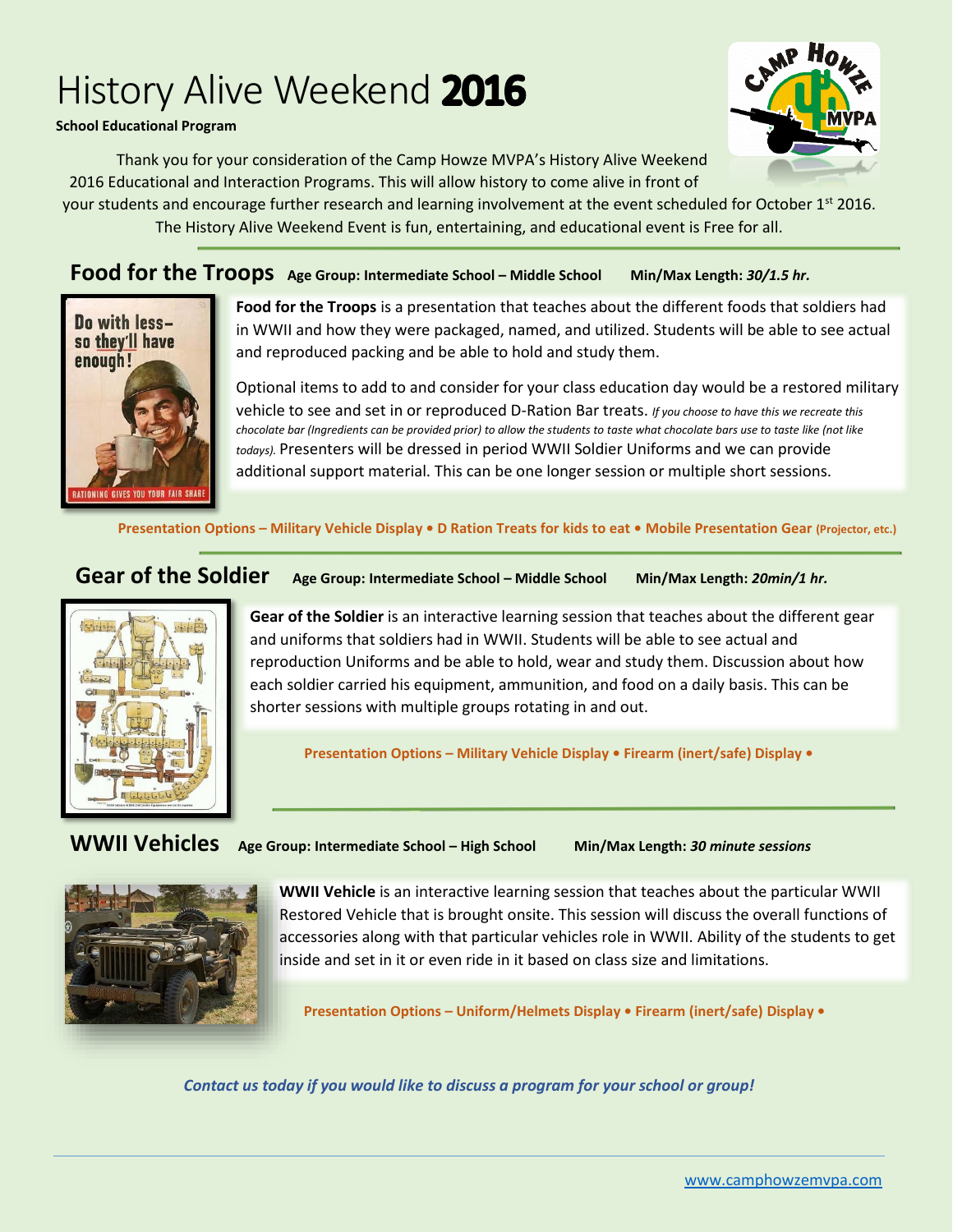# History Alive Weekend **2016**

**School Educational Program**

Thank you for your consideration of the Camp Howze MVPA's History Alive Weekend 2016 Educational and Interaction Programs. This will allow history to come alive in front of your students and encourage further research and learning involvement at the event scheduled for October 1st 2016. The History Alive Weekend Event is fun, entertaining, and educational event is Free for all.

## Food for the Troops

**Age Group: Intermediate School – Middle School** **Min/Max Length:** ***30/1.5 hr.***

**Food for the Troops** is a presentation that teaches about the different foods that soldiers had in WWII and how they were packaged, named, and utilized. Students will be able to see actual and reproduced packing and be able to hold and study them.

Optional items to add to and consider for your class education day would be a restored military vehicle to see and set in or reproduced D-Ration Bar treats. *If you choose to have this we recreate this chocolate bar (Ingredients can be provided prior) to allow the students to taste what chocolate bars use to taste like (not like todays).* Presenters will be dressed in period WWII Soldier Uniforms and we can provide additional support material. This can be one longer session or multiple short sessions.

**Presentation Options – Military Vehicle Display • D Ration Treats for kids to eat • Mobile Presentation Gear (Projector, etc.)**

## Gear of the Soldier

**Age Group: Intermediate School – Middle School** **Min/Max Length:** ***20min/1 hr.***

**Gear of the Soldier** is an interactive learning session that teaches about the different gear and uniforms that soldiers had in WWII. Students will be able to see actual and reproduction Uniforms and be able to hold, wear and study them. Discussion about how each soldier carried his equipment, ammunition, and food on a daily basis. This can be shorter sessions with multiple groups rotating in and out.

**Presentation Options – Military Vehicle Display • Firearm (inert/safe) Display •**

## WWII Vehicles

**Age Group: Intermediate School – High School** **Min/Max Length:** ***30 minute sessions***

**WWII Vehicle** is an interactive learning session that teaches about the particular WWII Restored Vehicle that is brought onsite. This session will discuss the overall functions of accessories along with that particular vehicles role in WWII. Ability of the students to get inside and set in it or even ride in it based on class size and limitations.

**Presentation Options – Uniform/Helmets Display • Firearm (inert/safe) Display •**

***Contact us today if you would like to discuss a program for your school or group!***

www.camphowzemvpa.com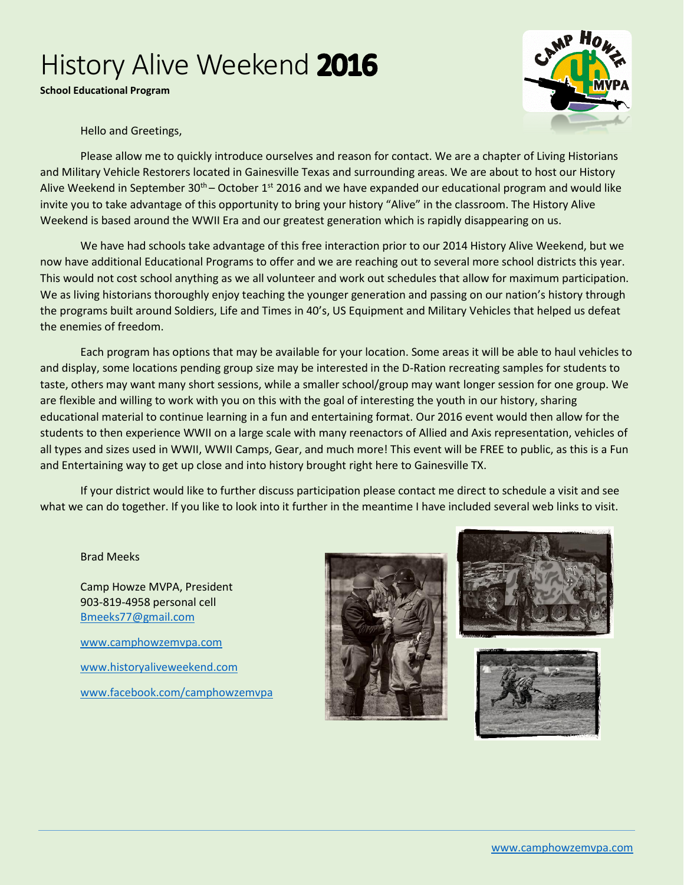# History Alive Weekend **2016**

**School Educational Program**

Hello and Greetings,

Please allow me to quickly introduce ourselves and reason for contact. We are a chapter of Living Historians and Military Vehicle Restorers located in Gainesville Texas and surrounding areas. We are about to host our History Alive Weekend in September 30th – October 1st 2016 and we have expanded our educational program and would like invite you to take advantage of this opportunity to bring your history "Alive" in the classroom. The History Alive Weekend is based around the WWII Era and our greatest generation which is rapidly disappearing on us.

We have had schools take advantage of this free interaction prior to our 2014 History Alive Weekend, but we now have additional Educational Programs to offer and we are reaching out to several more school districts this year. This would not cost school anything as we all volunteer and work out schedules that allow for maximum participation. We as living historians thoroughly enjoy teaching the younger generation and passing on our nation's history through the programs built around Soldiers, Life and Times in 40's, US Equipment and Military Vehicles that helped us defeat the enemies of freedom.

Each program has options that may be available for your location. Some areas it will be able to haul vehicles to and display, some locations pending group size may be interested in the D-Ration recreating samples for students to taste, others may want many short sessions, while a smaller school/group may want longer session for one group. We are flexible and willing to work with you on this with the goal of interesting the youth in our history, sharing educational material to continue learning in a fun and entertaining format. Our 2016 event would then allow for the students to then experience WWII on a large scale with many reenactors of Allied and Axis representation, vehicles of all types and sizes used in WWII, WWII Camps, Gear, and much more! This event will be FREE to public, as this is a Fun and Entertaining way to get up close and into history brought right here to Gainesville TX.

If your district would like to further discuss participation please contact me direct to schedule a visit and see what we can do together. If you like to look into it further in the meantime I have included several web links to visit.

Brad Meeks

Camp Howze MVPA, President
903-819-4958 personal cell
Bmeeks77@gmail.com

www.camphowzemvpa.com

www.historyaliveweekend.com

www.facebook.com/camphowzemvpa